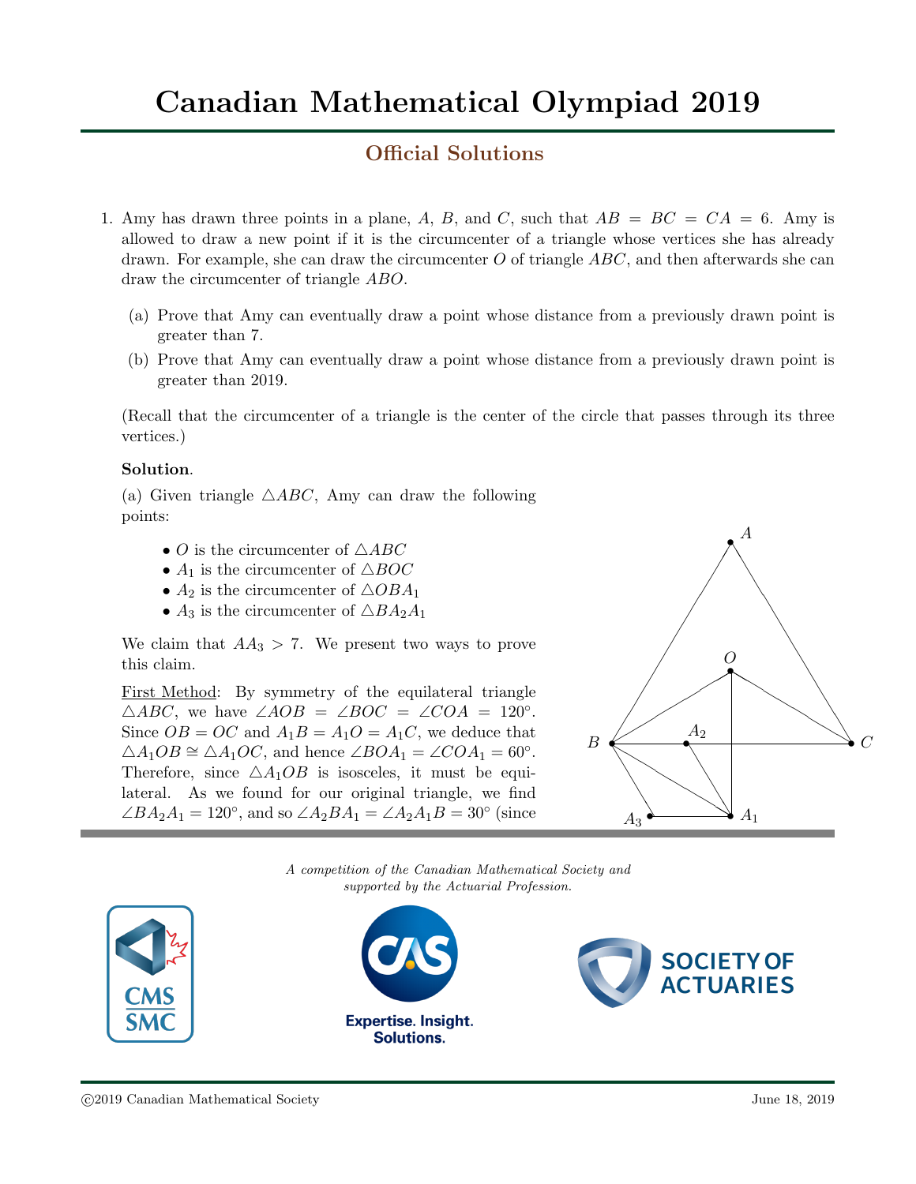# Canadian Mathematical Olympiad 2019

## Official Solutions

1. Amy has drawn three points in a plane, $A$, $B$, and $C$, such that $AB = BC = CA = 6$. Amy is allowed to draw a new point if it is the circumcenter of a triangle whose vertices she has already drawn. For example, she can draw the circumcenter $O$ of triangle $ABC$, and then afterwards she can draw the circumcenter of triangle $ABO$.

   (a) Prove that Amy can eventually draw a point whose distance from a previously drawn point is greater than 7.

   (b) Prove that Amy can eventually draw a point whose distance from a previously drawn point is greater than 2019.

(Recall that the circumcenter of a triangle is the center of the circle that passes through its three vertices.)

**Solution.**

(a) Given triangle $\triangle ABC$, Amy can draw the following points:

- $O$ is the circumcenter of $\triangle ABC$
- $A_1$ is the circumcenter of $\triangle BOC$
- $A_2$ is the circumcenter of $\triangle OBA_1$
- $A_3$ is the circumcenter of $\triangle BA_2A_1$

We claim that $AA_3 > 7$. We present two ways to prove this claim.

First Method: By symmetry of the equilateral triangle $\triangle ABC$, we have $\angle AOB = \angle BOC = \angle COA = 120°$. Since $OB = OC$ and $A_1B = A_1O = A_1C$, we deduce that $\triangle A_1OB \cong \triangle A_1OC$, and hence $\angle BOA_1 = \angle COA_1 = 60°$. Therefore, since $\triangle A_1OB$ is isosceles, it must be equilateral. As we found for our original triangle, we find $\angle BA_2A_1 = 120°$, and so $\angle A_2BA_1 = \angle A_2A_1B = 30°$ (since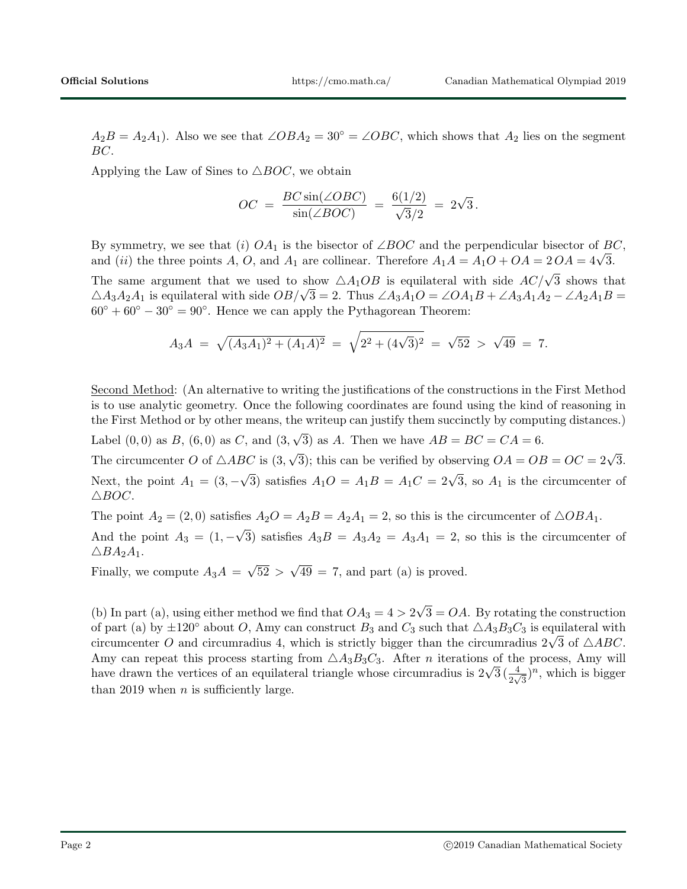$A_2B = A_2A_1$). Also we see that $\angle OBA_2 = 30^\circ = \angle OBC$, which shows that $A_2$ lies on the segment $BC$.

Applying the Law of Sines to $\triangle BOC$, we obtain

$$OC \;=\; \frac{BC\sin(\angle OBC)}{\sin(\angle BOC)} \;=\; \frac{6(1/2)}{\sqrt{3}/2} \;=\; 2\sqrt{3}\,.$$

By symmetry, we see that $(i)$ $OA_1$ is the bisector of $\angle BOC$ and the perpendicular bisector of $BC$, and $(ii)$ the three points $A$, $O$, and $A_1$ are collinear. Therefore $A_1A = A_1O + OA = 2\,OA = 4\sqrt{3}$.

The same argument that we used to show $\triangle A_1OB$ is equilateral with side $AC/\sqrt{3}$ shows that $\triangle A_3A_2A_1$ is equilateral with side $OB/\sqrt{3} = 2$. Thus $\angle A_3A_1O = \angle OA_1B + \angle A_3A_1A_2 - \angle A_2A_1B = 60^\circ + 60^\circ - 30^\circ = 90^\circ$. Hence we can apply the Pythagorean Theorem:

$$A_3A \;=\; \sqrt{(A_3A_1)^2 + (A_1A)^2} \;=\; \sqrt{2^2 + (4\sqrt{3})^2} \;=\; \sqrt{52} \;>\; \sqrt{49} \;=\; 7.$$

Second Method: (An alternative to writing the justifications of the constructions in the First Method is to use analytic geometry. Once the following coordinates are found using the kind of reasoning in the First Method or by other means, the writeup can justify them succinctly by computing distances.)

Label $(0,0)$ as $B$, $(6,0)$ as $C$, and $(3,\sqrt{3})$ as $A$. Then we have $AB = BC = CA = 6$.

The circumcenter $O$ of $\triangle ABC$ is $(3,\sqrt{3})$; this can be verified by observing $OA = OB = OC = 2\sqrt{3}$.

Next, the point $A_1 = (3,-\sqrt{3})$ satisfies $A_1O = A_1B = A_1C = 2\sqrt{3}$, so $A_1$ is the circumcenter of $\triangle BOC$.

The point $A_2 = (2,0)$ satisfies $A_2O = A_2B = A_2A_1 = 2$, so this is the circumcenter of $\triangle OBA_1$.

And the point $A_3 = (1,-\sqrt{3})$ satisfies $A_3B = A_3A_2 = A_3A_1 = 2$, so this is the circumcenter of $\triangle BA_2A_1$.

Finally, we compute $A_3A = \sqrt{52} > \sqrt{49} = 7$, and part (a) is proved.

(b) In part (a), using either method we find that $OA_3 = 4 > 2\sqrt{3} = OA$. By rotating the construction of part (a) by $\pm 120^\circ$ about $O$, Amy can construct $B_3$ and $C_3$ such that $\triangle A_3B_3C_3$ is equilateral with circumcenter $O$ and circumradius 4, which is strictly bigger than the circumradius $2\sqrt{3}$ of $\triangle ABC$. Amy can repeat this process starting from $\triangle A_3B_3C_3$. After $n$ iterations of the process, Amy will have drawn the vertices of an equilateral triangle whose circumradius is $2\sqrt{3}\,(\frac{4}{2\sqrt{3}})^n$, which is bigger than 2019 when $n$ is sufficiently large.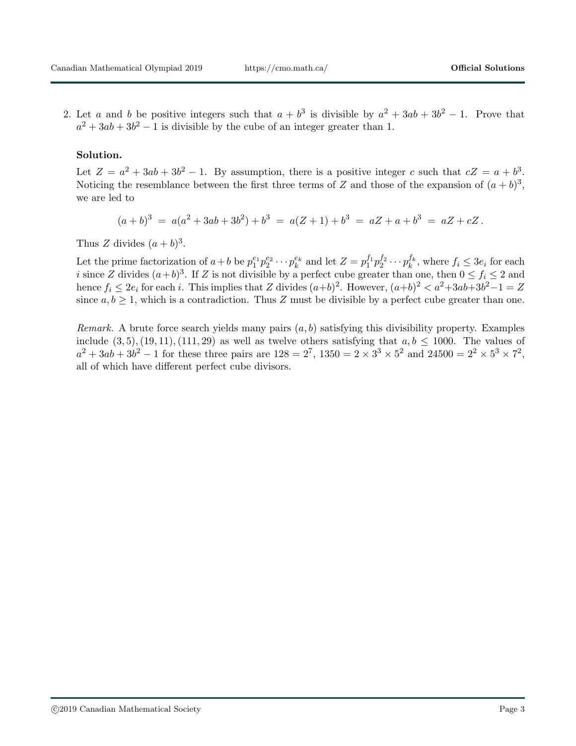2. Let $a$ and $b$ be positive integers such that $a + b^3$ is divisible by $a^2 + 3ab + 3b^2 - 1$. Prove that $a^2 + 3ab + 3b^2 - 1$ is divisible by the cube of an integer greater than 1.

**Solution.**

Let $Z = a^2 + 3ab + 3b^2 - 1$. By assumption, there is a positive integer $c$ such that $cZ = a + b^3$. Noticing the resemblance between the first three terms of $Z$ and those of the expansion of $(a + b)^3$, we are led to

$$(a+b)^3 \;=\; a(a^2 + 3ab + 3b^2) + b^3 \;=\; a(Z+1) + b^3 \;=\; aZ + a + b^3 \;=\; aZ + cZ\,.$$

Thus $Z$ divides $(a + b)^3$.

Let the prime factorization of $a+b$ be $p_1^{e_1} p_2^{e_2} \cdots p_k^{e_k}$ and let $Z = p_1^{f_1} p_2^{f_2} \cdots p_k^{f_k}$, where $f_i \leq 3e_i$ for each $i$ since $Z$ divides $(a+b)^3$. If $Z$ is not divisible by a perfect cube greater than one, then $0 \leq f_i \leq 2$ and hence $f_i \leq 2e_i$ for each $i$. This implies that $Z$ divides $(a+b)^2$. However, $(a+b)^2 < a^2 + 3ab + 3b^2 - 1 = Z$ since $a, b \geq 1$, which is a contradiction. Thus $Z$ must be divisible by a perfect cube greater than one.

*Remark.* A brute force search yields many pairs $(a, b)$ satisfying this divisibility property. Examples include $(3, 5), (19, 11), (111, 29)$ as well as twelve others satisfying that $a, b \leq 1000$. The values of $a^2 + 3ab + 3b^2 - 1$ for these three pairs are $128 = 2^7$, $1350 = 2 \times 3^3 \times 5^2$ and $24500 = 2^2 \times 5^3 \times 7^2$, all of which have different perfect cube divisors.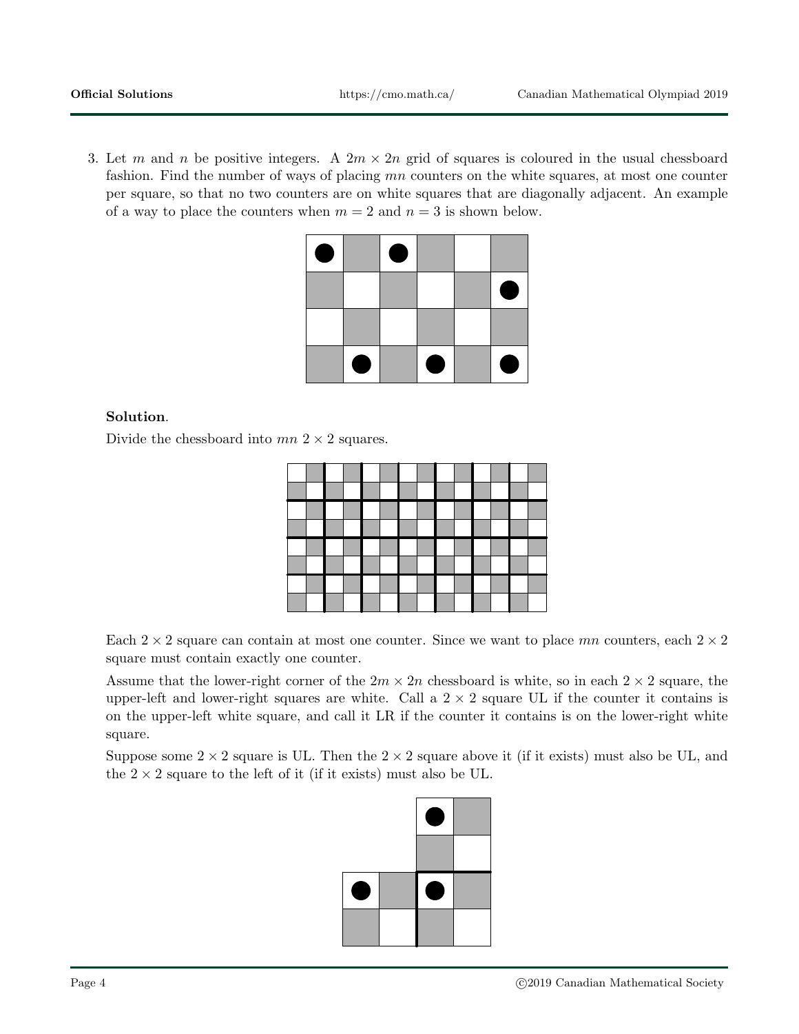3. Let $m$ and $n$ be positive integers. A $2m \times 2n$ grid of squares is coloured in the usual chessboard fashion. Find the number of ways of placing $mn$ counters on the white squares, at most one counter per square, so that no two counters are on white squares that are diagonally adjacent. An example of a way to place the counters when $m = 2$ and $n = 3$ is shown below.

**Solution.**

Divide the chessboard into $mn$ $2 \times 2$ squares.

Each $2 \times 2$ square can contain at most one counter. Since we want to place $mn$ counters, each $2 \times 2$ square must contain exactly one counter.

Assume that the lower-right corner of the $2m \times 2n$ chessboard is white, so in each $2 \times 2$ square, the upper-left and lower-right squares are white. Call a $2 \times 2$ square UL if the counter it contains is on the upper-left white square, and call it LR if the counter it contains is on the lower-right white square.

Suppose some $2 \times 2$ square is UL. Then the $2 \times 2$ square above it (if it exists) must also be UL, and the $2 \times 2$ square to the left of it (if it exists) must also be UL.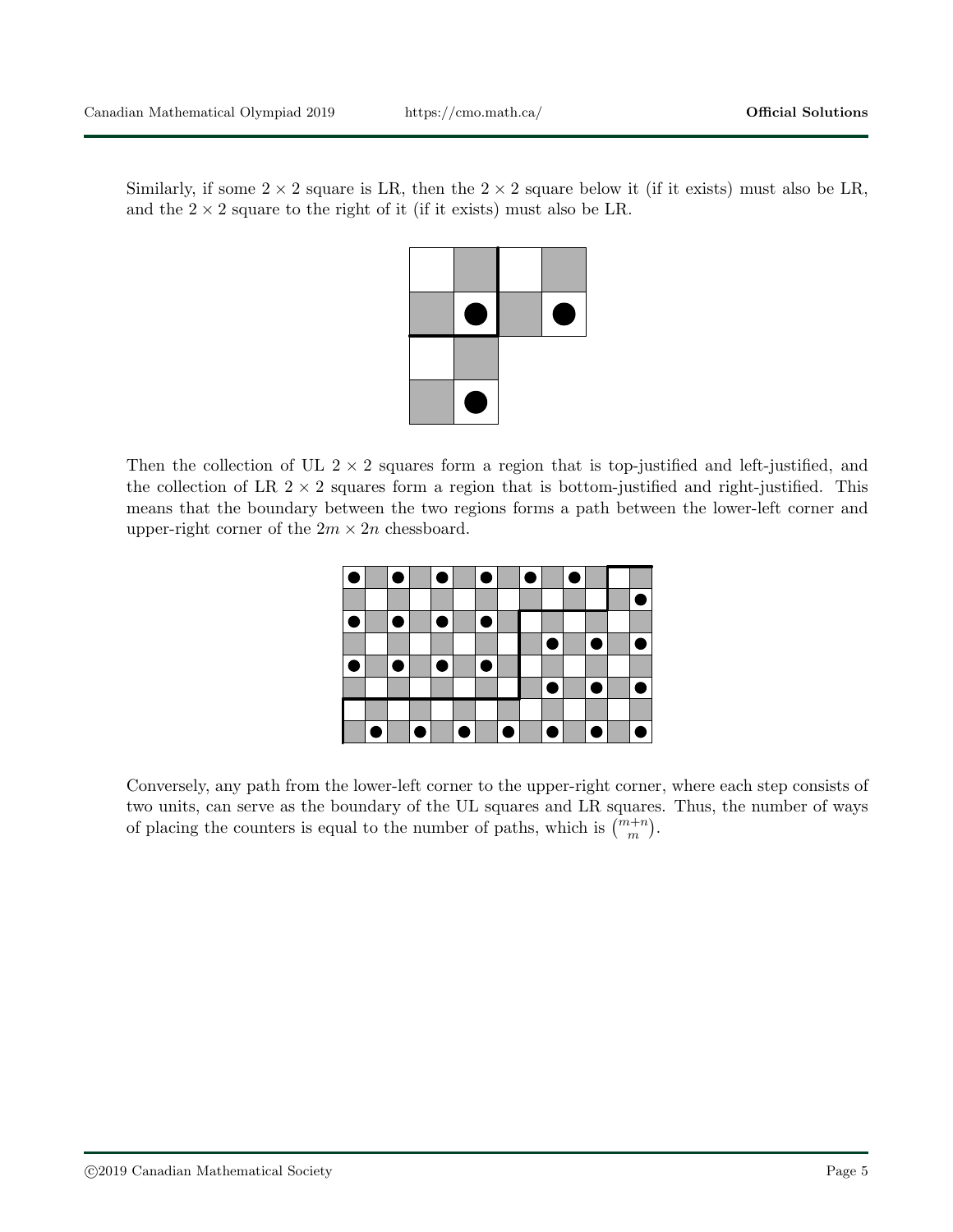Similarly, if some $2 \times 2$ square is LR, then the $2 \times 2$ square below it (if it exists) must also be LR, and the $2 \times 2$ square to the right of it (if it exists) must also be LR.

Then the collection of UL $2 \times 2$ squares form a region that is top-justified and left-justified, and the collection of LR $2 \times 2$ squares form a region that is bottom-justified and right-justified. This means that the boundary between the two regions forms a path between the lower-left corner and upper-right corner of the $2m \times 2n$ chessboard.

Conversely, any path from the lower-left corner to the upper-right corner, where each step consists of two units, can serve as the boundary of the UL squares and LR squares. Thus, the number of ways of placing the counters is equal to the number of paths, which is $\binom{m+n}{m}$.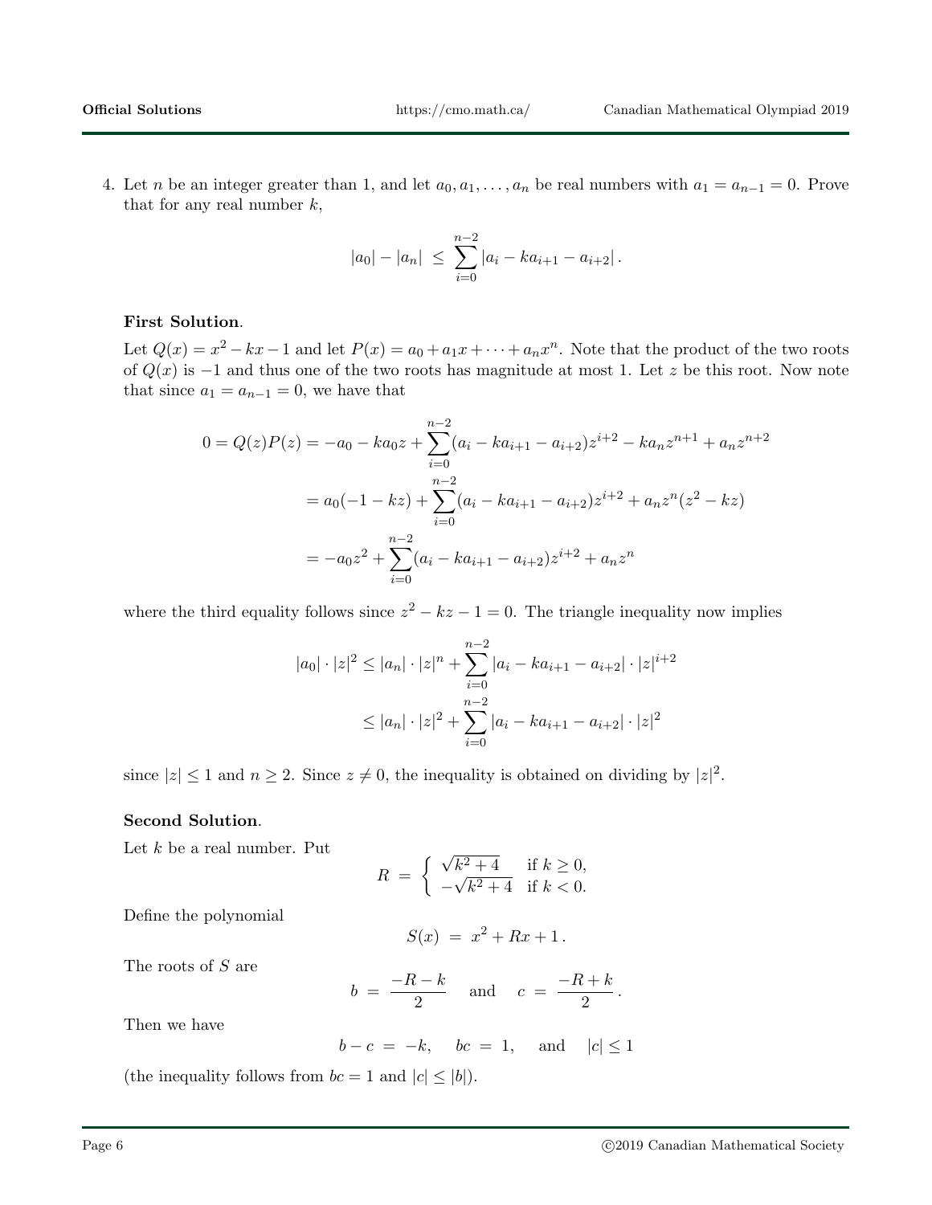4. Let $n$ be an integer greater than 1, and let $a_0, a_1, \ldots, a_n$ be real numbers with $a_1 = a_{n-1} = 0$. Prove that for any real number $k$,

$$|a_0| - |a_n| \ \le \ \sum_{i=0}^{n-2} |a_i - ka_{i+1} - a_{i+2}| \, .$$

**First Solution**.

Let $Q(x) = x^2 - kx - 1$ and let $P(x) = a_0 + a_1 x + \cdots + a_n x^n$. Note that the product of the two roots of $Q(x)$ is $-1$ and thus one of the two roots has magnitude at most 1. Let $z$ be this root. Now note that since $a_1 = a_{n-1} = 0$, we have that

$$\begin{aligned}
0 = Q(z)P(z) &= -a_0 - ka_0 z + \sum_{i=0}^{n-2}(a_i - ka_{i+1} - a_{i+2})z^{i+2} - ka_n z^{n+1} + a_n z^{n+2} \\
&= a_0(-1 - kz) + \sum_{i=0}^{n-2}(a_i - ka_{i+1} - a_{i+2})z^{i+2} + a_n z^n (z^2 - kz) \\
&= -a_0 z^2 + \sum_{i=0}^{n-2}(a_i - ka_{i+1} - a_{i+2})z^{i+2} + a_n z^n
\end{aligned}$$

where the third equality follows since $z^2 - kz - 1 = 0$. The triangle inequality now implies

$$\begin{aligned}
|a_0| \cdot |z|^2 &\le |a_n| \cdot |z|^n + \sum_{i=0}^{n-2} |a_i - ka_{i+1} - a_{i+2}| \cdot |z|^{i+2} \\
&\le |a_n| \cdot |z|^2 + \sum_{i=0}^{n-2} |a_i - ka_{i+1} - a_{i+2}| \cdot |z|^2
\end{aligned}$$

since $|z| \le 1$ and $n \ge 2$. Since $z \ne 0$, the inequality is obtained on dividing by $|z|^2$.

**Second Solution**.

Let $k$ be a real number. Put

$$R \ = \ \begin{cases} \sqrt{k^2 + 4} & \text{if } k \ge 0, \\ -\sqrt{k^2 + 4} & \text{if } k < 0. \end{cases}$$

Define the polynomial

$$S(x) \ = \ x^2 + Rx + 1 \, .$$

The roots of $S$ are

$$b \ = \ \frac{-R - k}{2} \quad \text{ and } \quad c \ = \ \frac{-R + k}{2} \, .$$

Then we have

$$b - c \ = \ -k, \quad bc \ = \ 1, \quad \text{ and } \quad |c| \le 1$$

(the inequality follows from $bc = 1$ and $|c| \le |b|$).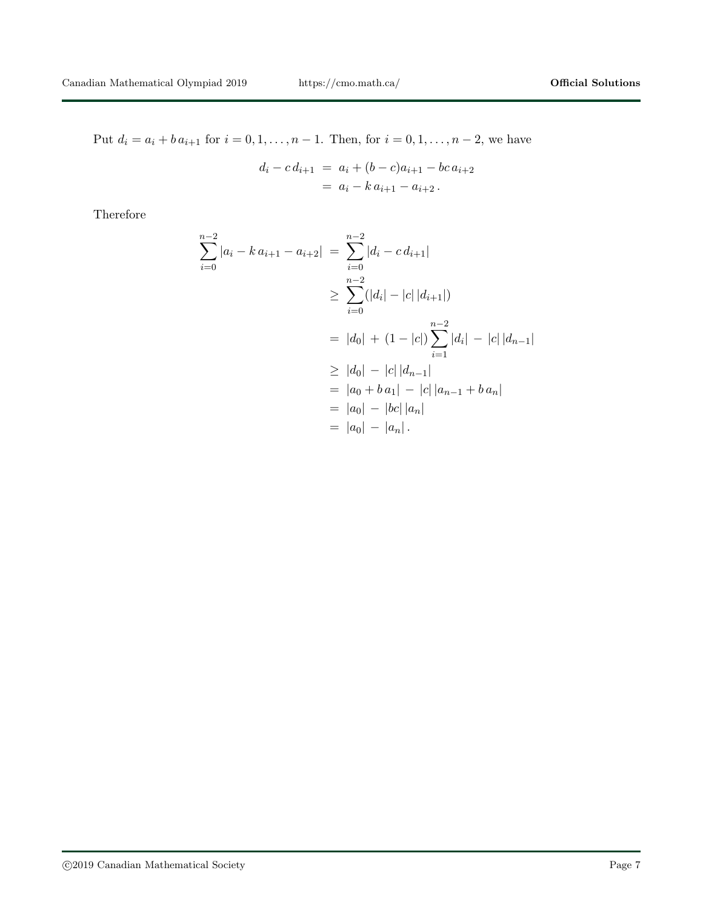Put $d_i = a_i + b\,a_{i+1}$ for $i = 0, 1, \ldots, n-1$. Then, for $i = 0, 1, \ldots, n-2$, we have

$$
\begin{aligned}
d_i - c\,d_{i+1} &= a_i + (b-c)a_{i+1} - bc\,a_{i+2} \\
&= a_i - k\,a_{i+1} - a_{i+2}\,.
\end{aligned}
$$

Therefore

$$
\begin{aligned}
\sum_{i=0}^{n-2} |a_i - k\,a_{i+1} - a_{i+2}| &= \sum_{i=0}^{n-2} |d_i - c\,d_{i+1}| \\
&\geq \sum_{i=0}^{n-2} (|d_i| - |c|\,|d_{i+1}|) \\
&= |d_0| \,+\, (1 - |c|) \sum_{i=1}^{n-2} |d_i| \,-\, |c|\,|d_{n-1}| \\
&\geq |d_0| \,-\, |c|\,|d_{n-1}| \\
&= |a_0 + b\,a_1| \,-\, |c|\,|a_{n-1} + b\,a_n| \\
&= |a_0| \,-\, |bc|\,|a_n| \\
&= |a_0| \,-\, |a_n|\,.
\end{aligned}
$$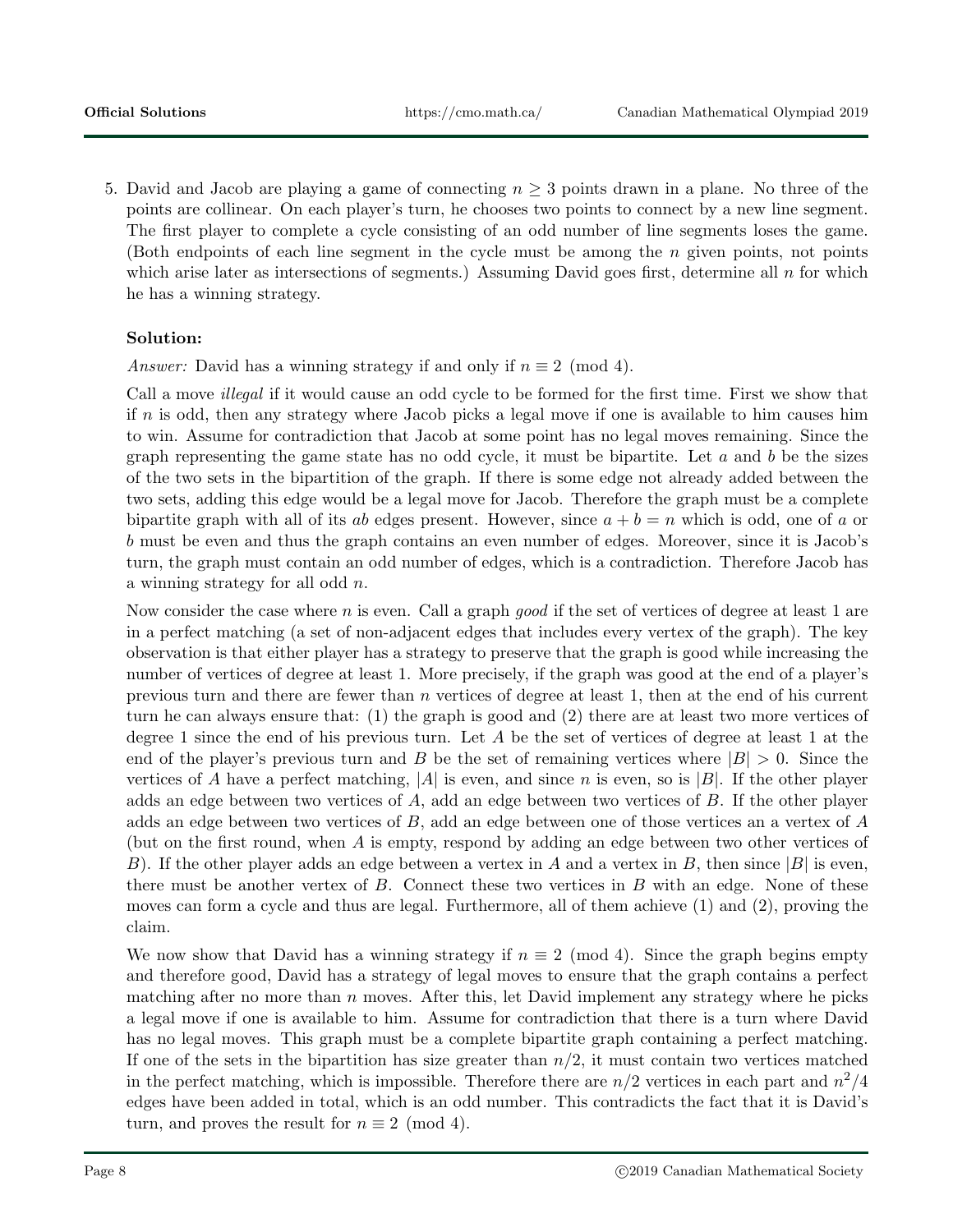5. David and Jacob are playing a game of connecting $n \geq 3$ points drawn in a plane. No three of the points are collinear. On each player's turn, he chooses two points to connect by a new line segment. The first player to complete a cycle consisting of an odd number of line segments loses the game. (Both endpoints of each line segment in the cycle must be among the $n$ given points, not points which arise later as intersections of segments.) Assuming David goes first, determine all $n$ for which he has a winning strategy.

**Solution:**

*Answer:* David has a winning strategy if and only if $n \equiv 2 \pmod 4$.

Call a move *illegal* if it would cause an odd cycle to be formed for the first time. First we show that if $n$ is odd, then any strategy where Jacob picks a legal move if one is available to him causes him to win. Assume for contradiction that Jacob at some point has no legal moves remaining. Since the graph representing the game state has no odd cycle, it must be bipartite. Let $a$ and $b$ be the sizes of the two sets in the bipartition of the graph. If there is some edge not already added between the two sets, adding this edge would be a legal move for Jacob. Therefore the graph must be a complete bipartite graph with all of its $ab$ edges present. However, since $a + b = n$ which is odd, one of $a$ or $b$ must be even and thus the graph contains an even number of edges. Moreover, since it is Jacob's turn, the graph must contain an odd number of edges, which is a contradiction. Therefore Jacob has a winning strategy for all odd $n$.

Now consider the case where $n$ is even. Call a graph *good* if the set of vertices of degree at least 1 are in a perfect matching (a set of non-adjacent edges that includes every vertex of the graph). The key observation is that either player has a strategy to preserve that the graph is good while increasing the number of vertices of degree at least 1. More precisely, if the graph was good at the end of a player's previous turn and there are fewer than $n$ vertices of degree at least 1, then at the end of his current turn he can always ensure that: (1) the graph is good and (2) there are at least two more vertices of degree 1 since the end of his previous turn. Let $A$ be the set of vertices of degree at least 1 at the end of the player's previous turn and $B$ be the set of remaining vertices where $|B| > 0$. Since the vertices of $A$ have a perfect matching, $|A|$ is even, and since $n$ is even, so is $|B|$. If the other player adds an edge between two vertices of $A$, add an edge between two vertices of $B$. If the other player adds an edge between two vertices of $B$, add an edge between one of those vertices an a vertex of $A$ (but on the first round, when $A$ is empty, respond by adding an edge between two other vertices of $B$). If the other player adds an edge between a vertex in $A$ and a vertex in $B$, then since $|B|$ is even, there must be another vertex of $B$. Connect these two vertices in $B$ with an edge. None of these moves can form a cycle and thus are legal. Furthermore, all of them achieve (1) and (2), proving the claim.

We now show that David has a winning strategy if $n \equiv 2 \pmod 4$. Since the graph begins empty and therefore good, David has a strategy of legal moves to ensure that the graph contains a perfect matching after no more than $n$ moves. After this, let David implement any strategy where he picks a legal move if one is available to him. Assume for contradiction that there is a turn where David has no legal moves. This graph must be a complete bipartite graph containing a perfect matching. If one of the sets in the bipartition has size greater than $n/2$, it must contain two vertices matched in the perfect matching, which is impossible. Therefore there are $n/2$ vertices in each part and $n^2/4$ edges have been added in total, which is an odd number. This contradicts the fact that it is David's turn, and proves the result for $n \equiv 2 \pmod 4$.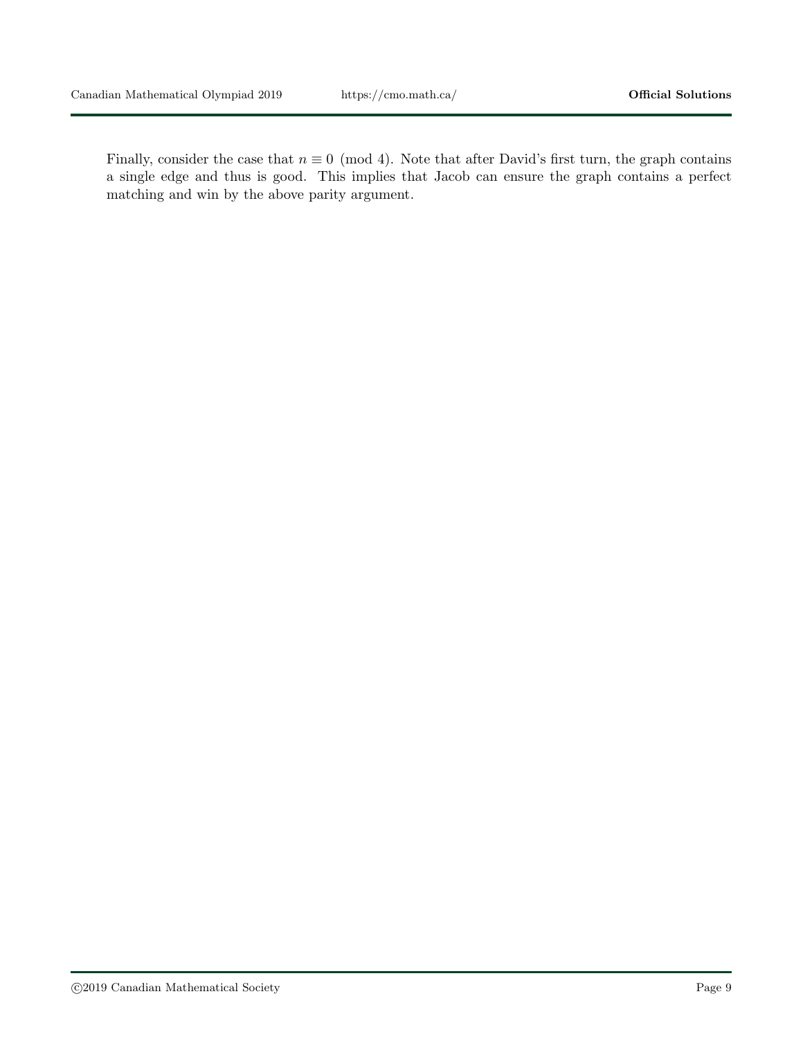Finally, consider the case that $n \equiv 0 \pmod 4$. Note that after David's first turn, the graph contains a single edge and thus is good. This implies that Jacob can ensure the graph contains a perfect matching and win by the above parity argument.